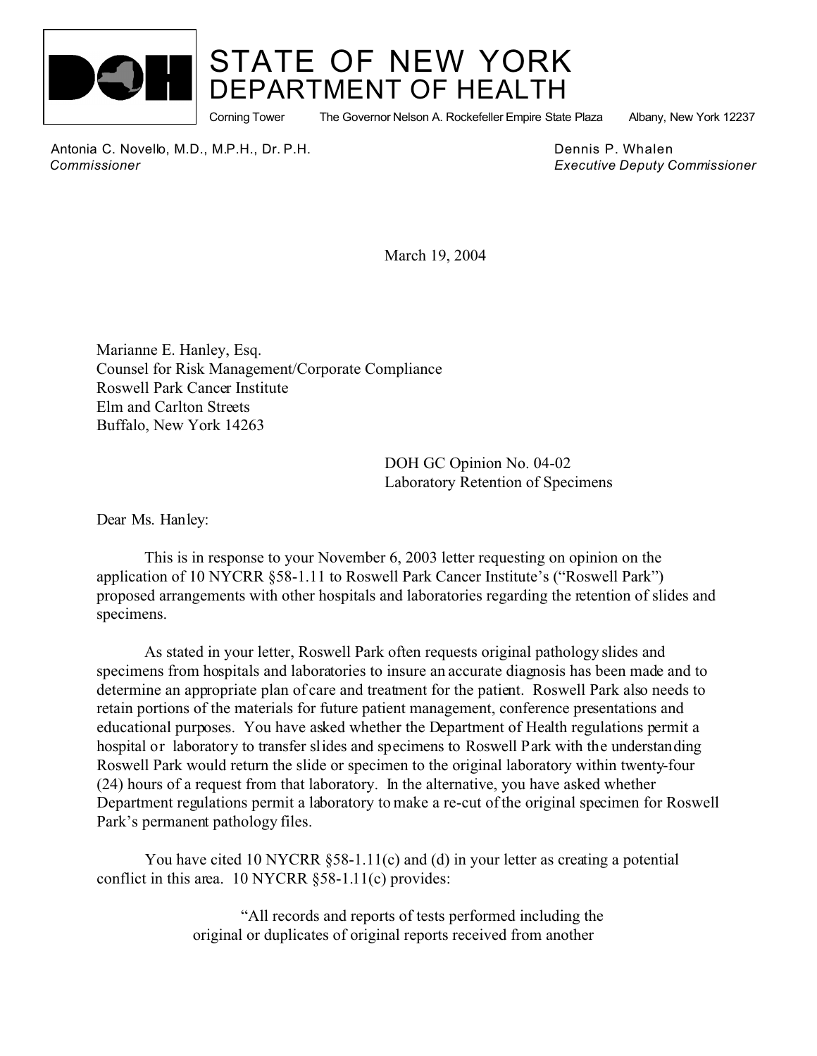# STATE OF NEW YORK
## DEPARTMENT OF HEALTH

Corning Tower The Governor Nelson A. Rockefeller Empire State Plaza Albany, New York 12237

Antonia C. Novello, M.D., M.P.H., Dr. P.H.
*Commissioner*

Dennis P. Whalen
*Executive Deputy Commissioner*

March 19, 2004

Marianne E. Hanley, Esq.
Counsel for Risk Management/Corporate Compliance
Roswell Park Cancer Institute
Elm and Carlton Streets
Buffalo, New York 14263

DOH GC Opinion No. 04-02
Laboratory Retention of Specimens

Dear Ms. Hanley:

This is in response to your November 6, 2003 letter requesting on opinion on the application of 10 NYCRR §58-1.11 to Roswell Park Cancer Institute's ("Roswell Park") proposed arrangements with other hospitals and laboratories regarding the retention of slides and specimens.

As stated in your letter, Roswell Park often requests original pathology slides and specimens from hospitals and laboratories to insure an accurate diagnosis has been made and to determine an appropriate plan of care and treatment for the patient. Roswell Park also needs to retain portions of the materials for future patient management, conference presentations and educational purposes. You have asked whether the Department of Health regulations permit a hospital or laboratory to transfer slides and specimens to Roswell Park with the understanding Roswell Park would return the slide or specimen to the original laboratory within twenty-four (24) hours of a request from that laboratory. In the alternative, you have asked whether Department regulations permit a laboratory to make a re-cut of the original specimen for Roswell Park's permanent pathology files.

You have cited 10 NYCRR §58-1.11(c) and (d) in your letter as creating a potential conflict in this area. 10 NYCRR §58-1.11(c) provides:

> "All records and reports of tests performed including the original or duplicates of original reports received from another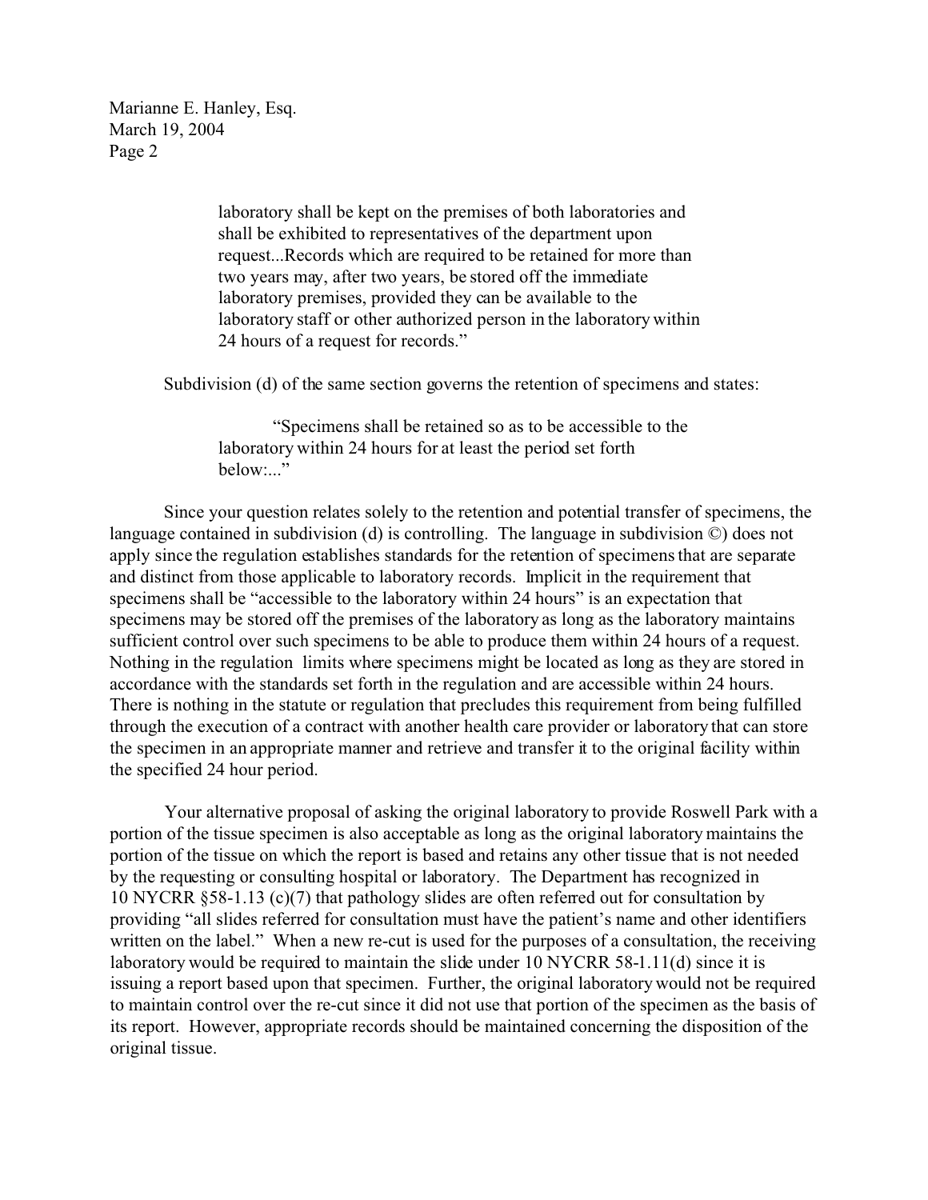laboratory shall be kept on the premises of both laboratories and shall be exhibited to representatives of the department upon request...Records which are required to be retained for more than two years may, after two years, be stored off the immediate laboratory premises, provided they can be available to the laboratory staff or other authorized person in the laboratory within 24 hours of a request for records."

Subdivision (d) of the same section governs the retention of specimens and states:

> "Specimens shall be retained so as to be accessible to the laboratory within 24 hours for at least the period set forth below:..."

Since your question relates solely to the retention and potential transfer of specimens, the language contained in subdivision (d) is controlling. The language in subdivision ©) does not apply since the regulation establishes standards for the retention of specimens that are separate and distinct from those applicable to laboratory records. Implicit in the requirement that specimens shall be "accessible to the laboratory within 24 hours" is an expectation that specimens may be stored off the premises of the laboratory as long as the laboratory maintains sufficient control over such specimens to be able to produce them within 24 hours of a request. Nothing in the regulation limits where specimens might be located as long as they are stored in accordance with the standards set forth in the regulation and are accessible within 24 hours. There is nothing in the statute or regulation that precludes this requirement from being fulfilled through the execution of a contract with another health care provider or laboratory that can store the specimen in an appropriate manner and retrieve and transfer it to the original facility within the specified 24 hour period.

Your alternative proposal of asking the original laboratory to provide Roswell Park with a portion of the tissue specimen is also acceptable as long as the original laboratory maintains the portion of the tissue on which the report is based and retains any other tissue that is not needed by the requesting or consulting hospital or laboratory. The Department has recognized in 10 NYCRR §58-1.13 (c)(7) that pathology slides are often referred out for consultation by providing "all slides referred for consultation must have the patient's name and other identifiers written on the label." When a new re-cut is used for the purposes of a consultation, the receiving laboratory would be required to maintain the slide under 10 NYCRR 58-1.11(d) since it is issuing a report based upon that specimen. Further, the original laboratory would not be required to maintain control over the re-cut since it did not use that portion of the specimen as the basis of its report. However, appropriate records should be maintained concerning the disposition of the original tissue.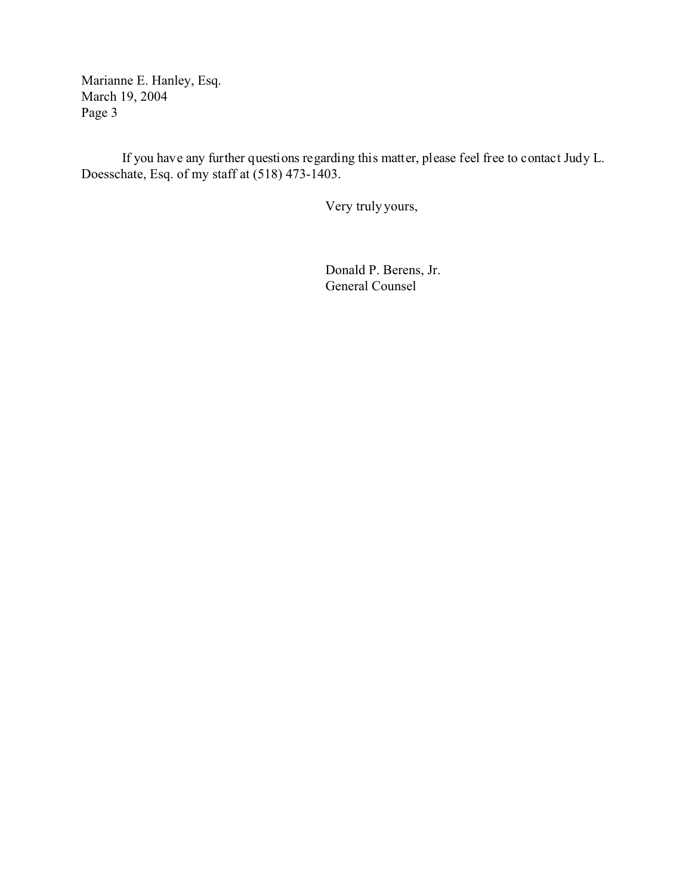If you have any further questions regarding this matter, please feel free to contact Judy L. Doesschate, Esq. of my staff at (518) 473-1403.

Very truly yours,

Donald P. Berens, Jr.
General Counsel